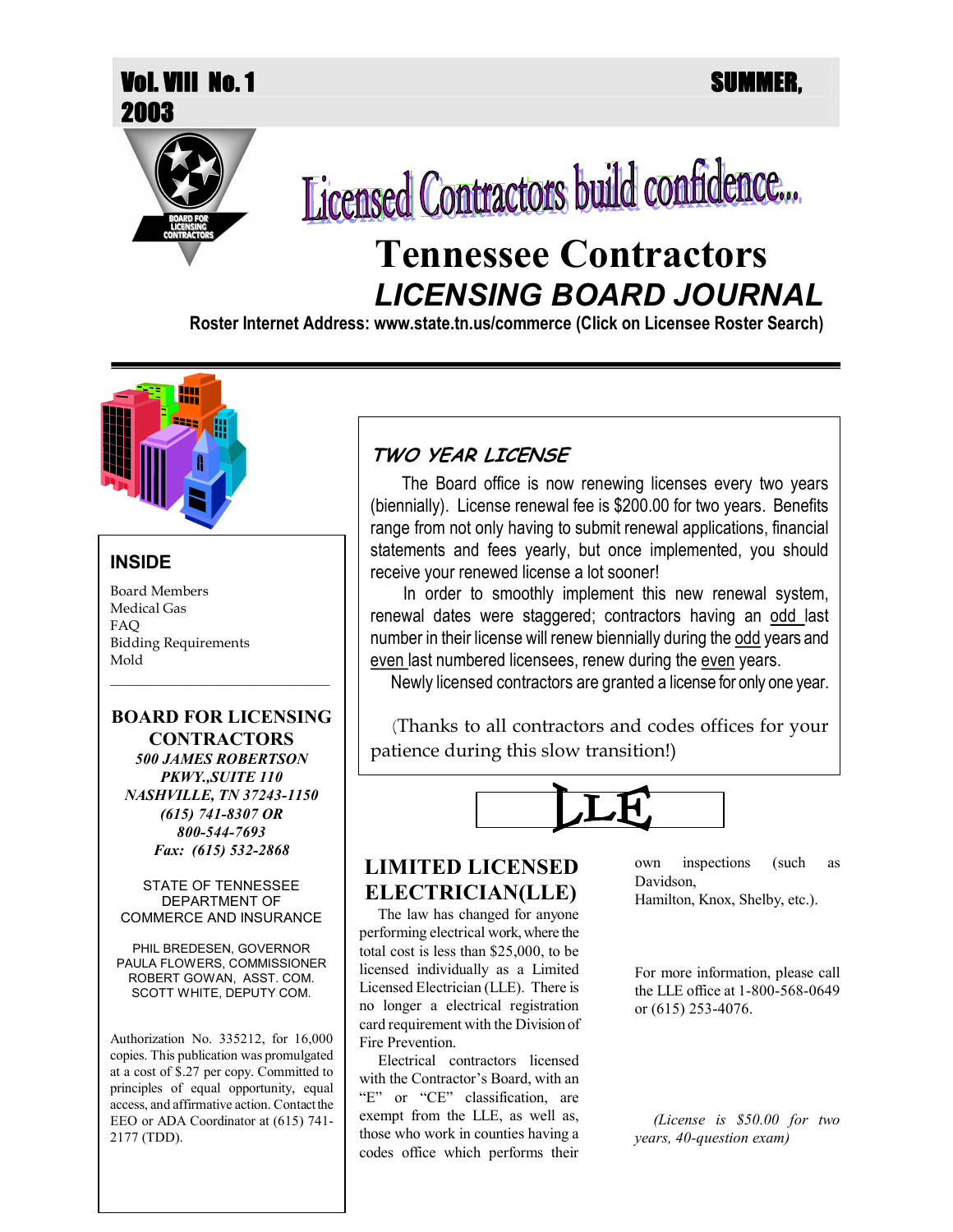Vol. VIII No. 1 SUMMER, 2003

# Licensed Contractors build confidence...

# Tennessee Contractors
## *LICENSING BOARD JOURNAL*

**Roster Internet Address: www.state.tn.us/commerce (Click on Licensee Roster Search)**

### INSIDE

Board Members
Medical Gas
FAQ
Bidding Requirements
Mold

**BOARD FOR LICENSING CONTRACTORS**
***500 JAMES ROBERTSON PKWY.,SUITE 110***
***NASHVILLE, TN 37243-1150***
***(615) 741-8307 OR 800-544-7693***
***Fax: (615) 532-2868***

STATE OF TENNESSEE
DEPARTMENT OF COMMERCE AND INSURANCE

PHIL BREDESEN, GOVERNOR
PAULA FLOWERS, COMMISSIONER
ROBERT GOWAN, ASST. COM.
SCOTT WHITE, DEPUTY COM.

Authorization No. 335212, for 16,000 copies. This publication was promulgated at a cost of $.27 per copy. Committed to principles of equal opportunity, equal access, and affirmative action. Contact the EEO or ADA Coordinator at (615) 741-2177 (TDD).

## *TWO YEAR LICENSE*

The Board office is now renewing licenses every two years (biennially). License renewal fee is $200.00 for two years. Benefits range from not only having to submit renewal applications, financial statements and fees yearly, but once implemented, you should receive your renewed license a lot sooner!

In order to smoothly implement this new renewal system, renewal dates were staggered; contractors having an odd last number in their license will renew biennially during the odd years and even last numbered licensees, renew during the even years.

Newly licensed contractors are granted a license for only one year.

(Thanks to all contractors and codes offices for your patience during this slow transition!)

LLE

## LIMITED LICENSED ELECTRICIAN(LLE)

The law has changed for anyone performing electrical work, where the total cost is less than $25,000, to be licensed individually as a Limited Licensed Electrician (LLE). There is no longer a electrical registration card requirement with the Division of Fire Prevention.

Electrical contractors licensed with the Contractor's Board, with an "E" or "CE" classification, are exempt from the LLE, as well as, those who work in counties having a codes office which performs their own inspections (such as Davidson, Hamilton, Knox, Shelby, etc.).

For more information, please call the LLE office at 1-800-568-0649 or (615) 253-4076.

*(License is $50.00 for two years, 40-question exam)*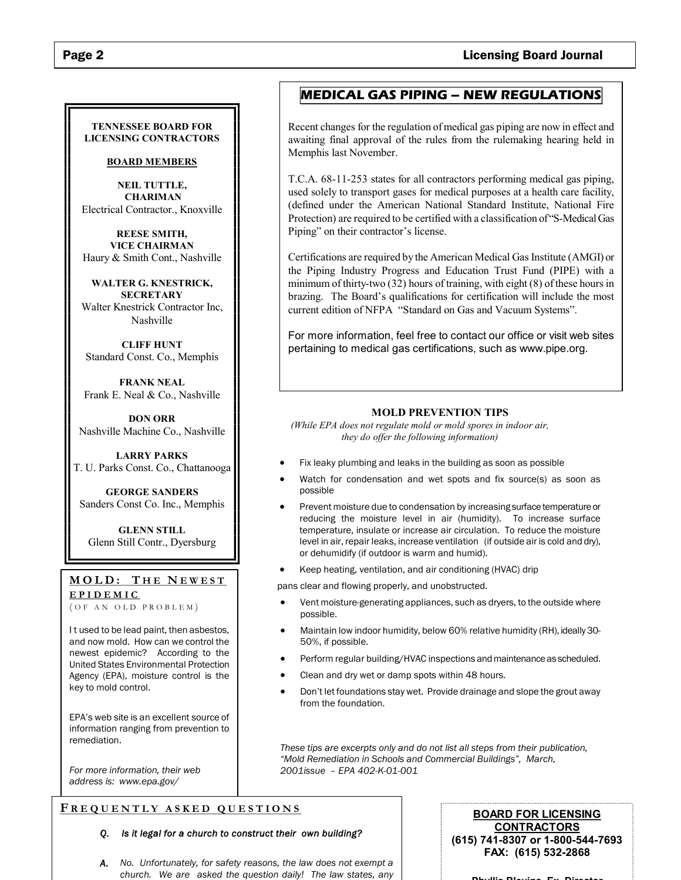**TENNESSEE BOARD FOR LICENSING CONTRACTORS**

**BOARD MEMBERS**

**NEIL TUTTLE, CHARIMAN**
Electrical Contractor., Knoxville

**REESE SMITH, VICE CHAIRMAN**
Haury & Smith Cont., Nashville

**WALTER G. KNESTRICK, SECRETARY**
Walter Knestrick Contractor Inc, Nashville

**CLIFF HUNT**
Standard Const. Co., Memphis

**FRANK NEAL**
Frank E. Neal & Co., Nashville

**DON ORR**
Nashville Machine Co., Nashville

**LARRY PARKS**
T. U. Parks Const. Co., Chattanooga

**GEORGE SANDERS**
Sanders Const Co. Inc., Memphis

**GLENN STILL**
Glenn Still Contr., Dyersburg

## MOLD: THE NEWEST EPIDEMIC

(OF AN OLD PROBLEM)

It used to be lead paint, then asbestos, and now mold. How can we control the newest epidemic? According to the United States Environmental Protection Agency (EPA), moisture control is the key to mold control.

EPA's web site is an excellent source of information ranging from prevention to remediation.

*For more information, their web address is: www.epa.gov/*

## MEDICAL GAS PIPING – NEW REGULATIONS

Recent changes for the regulation of medical gas piping are now in effect and awaiting final approval of the rules from the rulemaking hearing held in Memphis last November.

T.C.A. 68-11-253 states for all contractors performing medical gas piping, used solely to transport gases for medical purposes at a health care facility, (defined under the American National Standard Institute, National Fire Protection) are required to be certified with a classification of "S-Medical Gas Piping" on their contractor's license.

Certifications are required by the American Medical Gas Institute (AMGI) or the Piping Industry Progress and Education Trust Fund (PIPE) with a minimum of thirty-two (32) hours of training, with eight (8) of these hours in brazing. The Board's qualifications for certification will include the most current edition of NFPA "Standard on Gas and Vacuum Systems".

For more information, feel free to contact our office or visit web sites pertaining to medical gas certifications, such as www.pipe.org.

### MOLD PREVENTION TIPS

*(While EPA does not regulate mold or mold spores in indoor air, they do offer the following information)*

- Fix leaky plumbing and leaks in the building as soon as possible
- Watch for condensation and wet spots and fix source(s) as soon as possible
- Prevent moisture due to condensation by increasing surface temperature or reducing the moisture level in air (humidity). To increase surface temperature, insulate or increase air circulation. To reduce the moisture level in air, repair leaks, increase ventilation (if outside air is cold and dry), or dehumidify (if outdoor is warm and humid).
- Keep heating, ventilation, and air conditioning (HVAC) drip pans clear and flowing properly, and unobstructed.
- Vent moisture-generating appliances, such as dryers, to the outside where possible.
- Maintain low indoor humidity, below 60% relative humidity (RH), ideally 30-50%, if possible.
- Perform regular building/HVAC inspections and maintenance as scheduled.
- Clean and dry wet or damp spots within 48 hours.
- Don't let foundations stay wet. Provide drainage and slope the grout away from the foundation.

*These tips are excerpts only and do not list all steps from their publication, "Mold Remediation in Schools and Commercial Buildings", March, 2001issue – EPA 402-K-01-001*

## FREQUENTLY ASKED QUESTIONS

*Q. Is it legal for a church to construct their own building?*

*A. No. Unfortunately, for safety reasons, the law does not exempt a church. We are asked the question daily! The law states, any*

**BOARD FOR LICENSING CONTRACTORS**
**(615) 741-8307 or 1-800-544-7693**
**FAX: (615) 532-2868**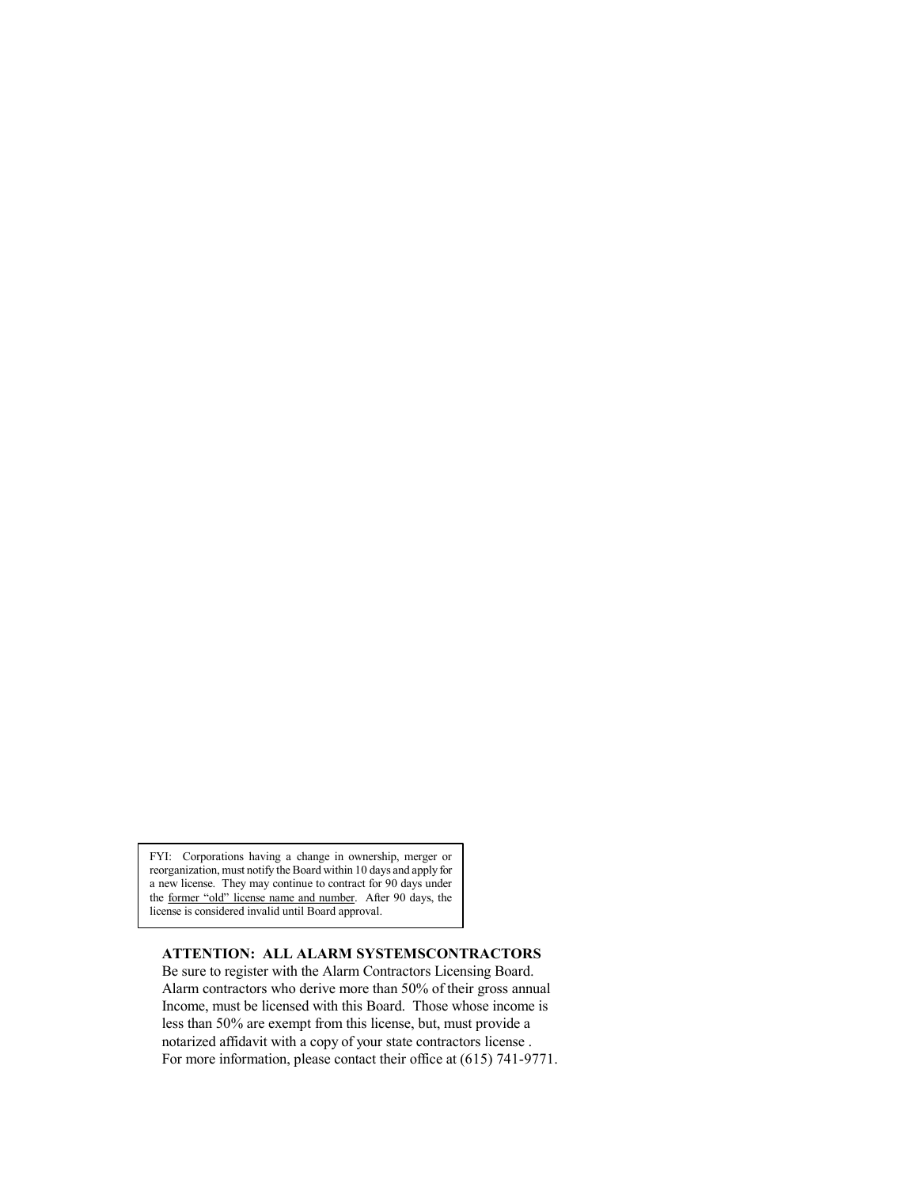FYI: Corporations having a change in ownership, merger or reorganization, must notify the Board within 10 days and apply for a new license. They may continue to contract for 90 days under the former "old" license name and number. After 90 days, the license is considered invalid until Board approval.

**ATTENTION: ALL ALARM SYSTEMSCONTRACTORS**

Be sure to register with the Alarm Contractors Licensing Board. Alarm contractors who derive more than 50% of their gross annual Income, must be licensed with this Board. Those whose income is less than 50% are exempt from this license, but, must provide a notarized affidavit with a copy of your state contractors license . For more information, please contact their office at (615) 741-9771.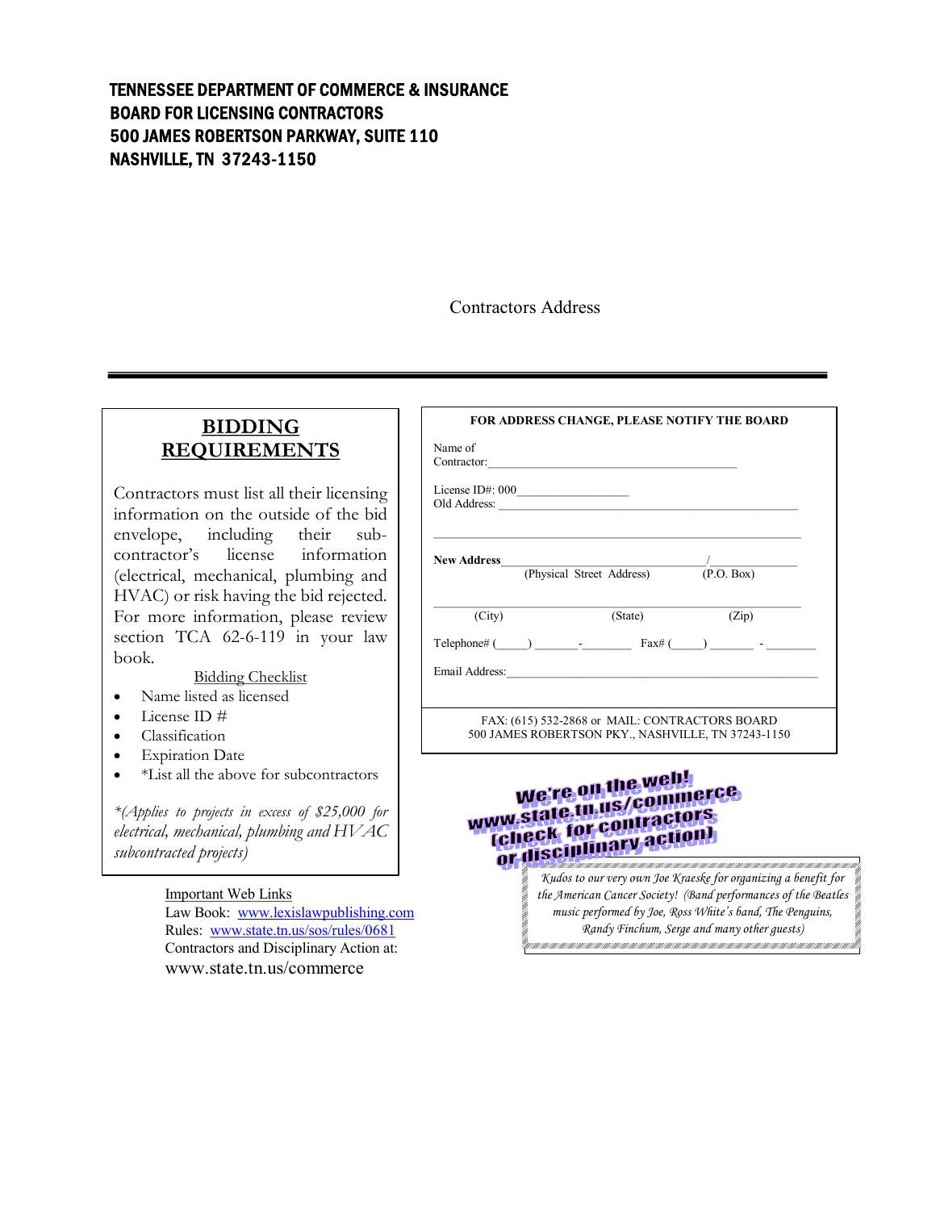**TENNESSEE DEPARTMENT OF COMMERCE & INSURANCE**
**BOARD FOR LICENSING CONTRACTORS**
**500 JAMES ROBERTSON PARKWAY, SUITE 110**
**NASHVILLE, TN 37243-1150**

Contractors Address

---

## BIDDING REQUIREMENTS

Contractors must list all their licensing information on the outside of the bid envelope, including their sub-contractor's license information (electrical, mechanical, plumbing and HVAC) or risk having the bid rejected. For more information, please review section TCA 62-6-119 in your law book.

Bidding Checklist

- Name listed as licensed
- License ID #
- Classification
- Expiration Date
- *List all the above for subcontractors

*\*(Applies to projects in excess of $25,000 for electrical, mechanical, plumbing and HVAC subcontracted projects)*

Important Web Links
Law Book: www.lexislawpublishing.com
Rules: www.state.tn.us/sos/rules/0681
Contractors and Disciplinary Action at:
www.state.tn.us/commerce

**FOR ADDRESS CHANGE, PLEASE NOTIFY THE BOARD**

Name of Contractor:_______________________________________

License ID#: 000_________________
Old Address: _______________________________________________

_______________________________________________________________

**New Address**_________________________________/______________
(Physical Street Address) (P.O. Box)

_______________________________________________________________
(City) (State) (Zip)

Telephone# (_____) _______-________ Fax# (_____) _______ - ________

Email Address:_________________________________________________

FAX: (615) 532-2868 or MAIL: CONTRACTORS BOARD
500 JAMES ROBERTSON PKY., NASHVILLE, TN 37243-1150

We're on the web!
www.state.tn.us/commerce
(check for contractors
or disciplinary action)

*Kudos to our very own Joe Kraeske for organizing a benefit for the American Cancer Society! (Band performances of the Beatles music performed by Joe, Ross White's band, The Penguins, Randy Finchum, Serge and many other guests)*